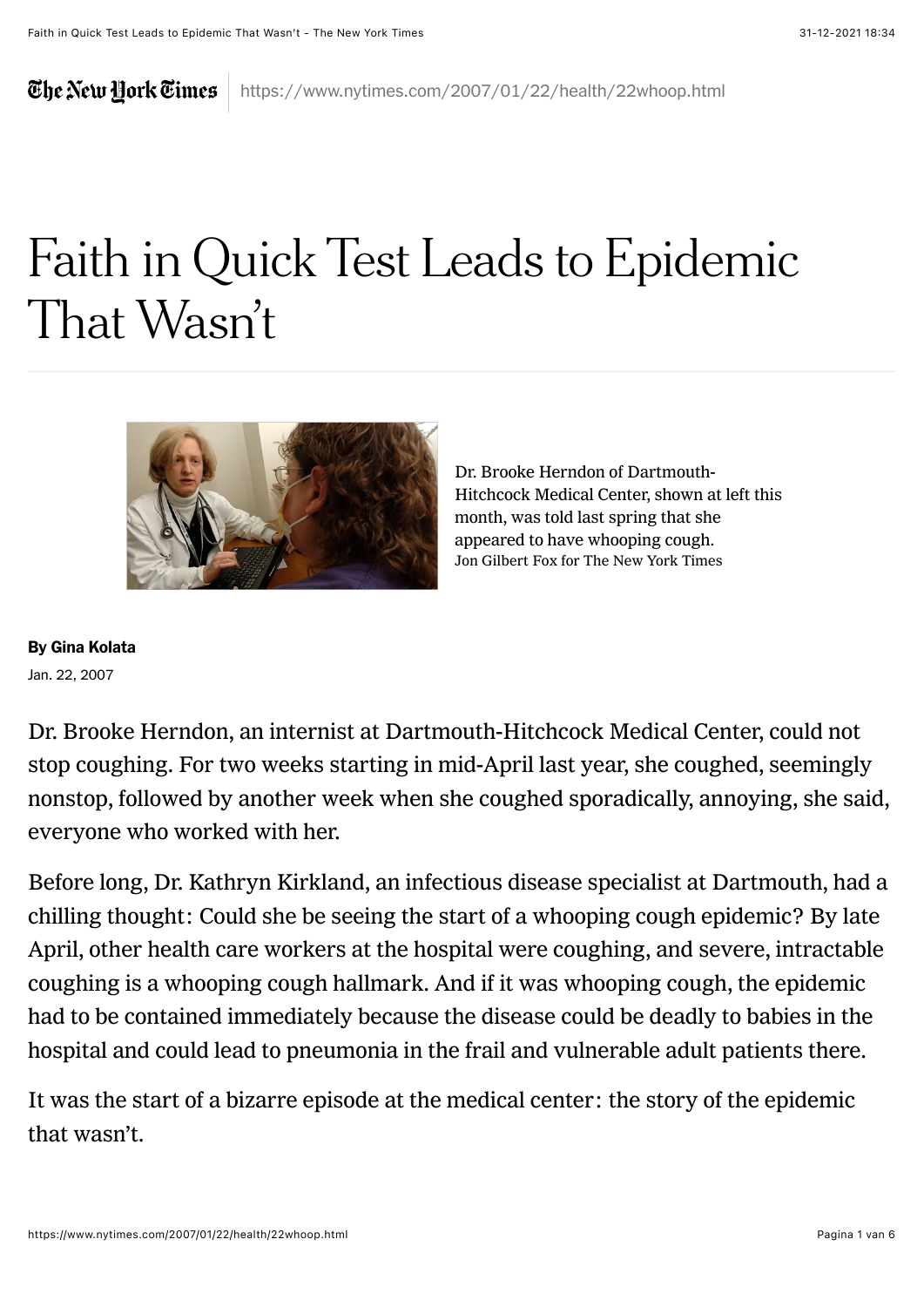# Faith in Quick Test Leads to Epidemic That Wasn't

Dr. Brooke Herndon of Dartmouth-Hitchcock Medical Center, shown at left this month, was told last spring that she appeared to have whooping cough.
Jon Gilbert Fox for The New York Times

**By Gina Kolata**

Jan. 22, 2007

Dr. Brooke Herndon, an internist at Dartmouth-Hitchcock Medical Center, could not stop coughing. For two weeks starting in mid-April last year, she coughed, seemingly nonstop, followed by another week when she coughed sporadically, annoying, she said, everyone who worked with her.

Before long, Dr. Kathryn Kirkland, an infectious disease specialist at Dartmouth, had a chilling thought: Could she be seeing the start of a whooping cough epidemic? By late April, other health care workers at the hospital were coughing, and severe, intractable coughing is a whooping cough hallmark. And if it was whooping cough, the epidemic had to be contained immediately because the disease could be deadly to babies in the hospital and could lead to pneumonia in the frail and vulnerable adult patients there.

It was the start of a bizarre episode at the medical center: the story of the epidemic that wasn't.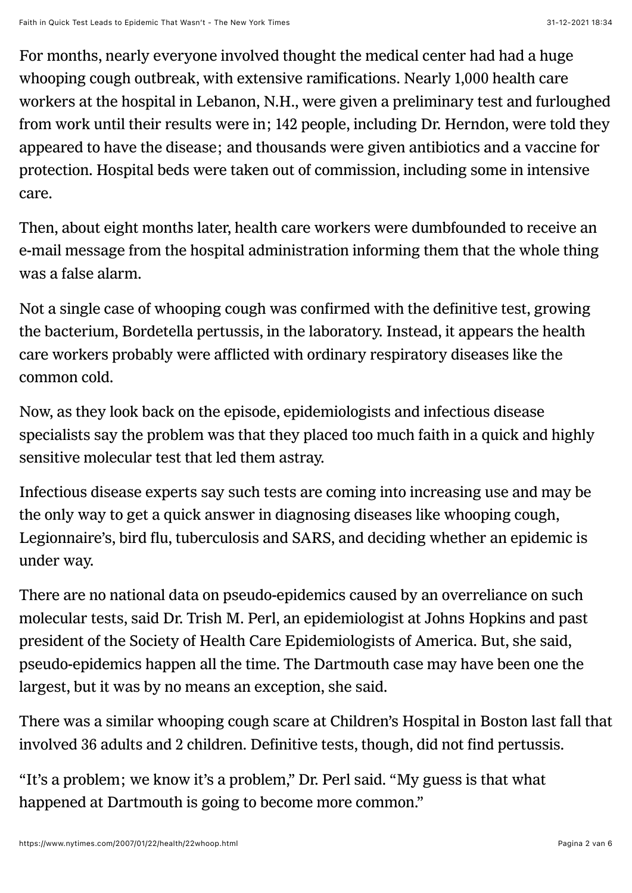For months, nearly everyone involved thought the medical center had had a huge whooping cough outbreak, with extensive ramifications. Nearly 1,000 health care workers at the hospital in Lebanon, N.H., were given a preliminary test and furloughed from work until their results were in; 142 people, including Dr. Herndon, were told they appeared to have the disease; and thousands were given antibiotics and a vaccine for protection. Hospital beds were taken out of commission, including some in intensive care.

Then, about eight months later, health care workers were dumbfounded to receive an e-mail message from the hospital administration informing them that the whole thing was a false alarm.

Not a single case of whooping cough was confirmed with the definitive test, growing the bacterium, Bordetella pertussis, in the laboratory. Instead, it appears the health care workers probably were afflicted with ordinary respiratory diseases like the common cold.

Now, as they look back on the episode, epidemiologists and infectious disease specialists say the problem was that they placed too much faith in a quick and highly sensitive molecular test that led them astray.

Infectious disease experts say such tests are coming into increasing use and may be the only way to get a quick answer in diagnosing diseases like whooping cough, Legionnaire's, bird flu, tuberculosis and SARS, and deciding whether an epidemic is under way.

There are no national data on pseudo-epidemics caused by an overreliance on such molecular tests, said Dr. Trish M. Perl, an epidemiologist at Johns Hopkins and past president of the Society of Health Care Epidemiologists of America. But, she said, pseudo-epidemics happen all the time. The Dartmouth case may have been one the largest, but it was by no means an exception, she said.

There was a similar whooping cough scare at Children's Hospital in Boston last fall that involved 36 adults and 2 children. Definitive tests, though, did not find pertussis.

"It's a problem; we know it's a problem," Dr. Perl said. "My guess is that what happened at Dartmouth is going to become more common."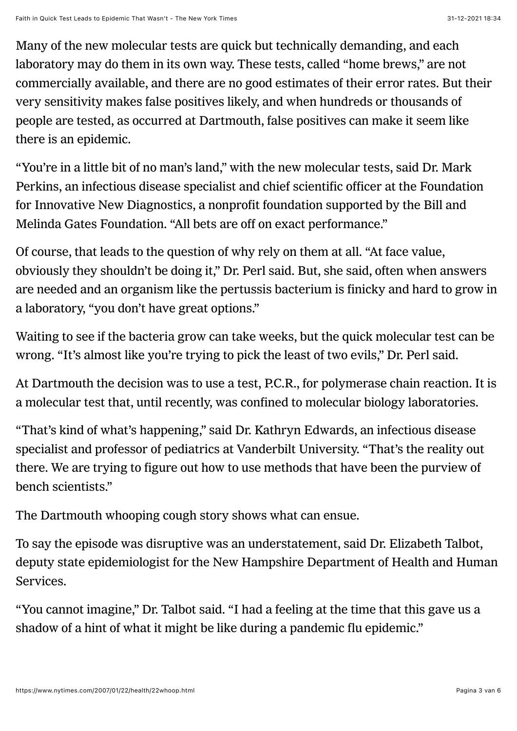Many of the new molecular tests are quick but technically demanding, and each laboratory may do them in its own way. These tests, called "home brews," are not commercially available, and there are no good estimates of their error rates. But their very sensitivity makes false positives likely, and when hundreds or thousands of people are tested, as occurred at Dartmouth, false positives can make it seem like there is an epidemic.

"You're in a little bit of no man's land," with the new molecular tests, said Dr. Mark Perkins, an infectious disease specialist and chief scientific officer at the Foundation for Innovative New Diagnostics, a nonprofit foundation supported by the Bill and Melinda Gates Foundation. "All bets are off on exact performance."

Of course, that leads to the question of why rely on them at all. "At face value, obviously they shouldn't be doing it," Dr. Perl said. But, she said, often when answers are needed and an organism like the pertussis bacterium is finicky and hard to grow in a laboratory, "you don't have great options."

Waiting to see if the bacteria grow can take weeks, but the quick molecular test can be wrong. "It's almost like you're trying to pick the least of two evils," Dr. Perl said.

At Dartmouth the decision was to use a test, P.C.R., for polymerase chain reaction. It is a molecular test that, until recently, was confined to molecular biology laboratories.

"That's kind of what's happening," said Dr. Kathryn Edwards, an infectious disease specialist and professor of pediatrics at Vanderbilt University. "That's the reality out there. We are trying to figure out how to use methods that have been the purview of bench scientists."

The Dartmouth whooping cough story shows what can ensue.

To say the episode was disruptive was an understatement, said Dr. Elizabeth Talbot, deputy state epidemiologist for the New Hampshire Department of Health and Human Services.

"You cannot imagine," Dr. Talbot said. "I had a feeling at the time that this gave us a shadow of a hint of what it might be like during a pandemic flu epidemic."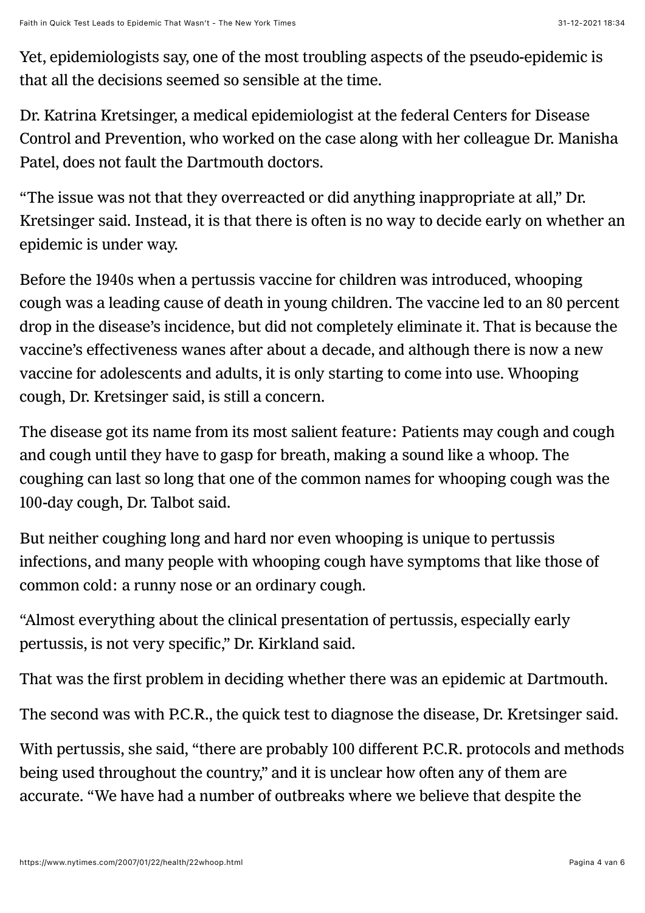Yet, epidemiologists say, one of the most troubling aspects of the pseudo-epidemic is that all the decisions seemed so sensible at the time.

Dr. Katrina Kretsinger, a medical epidemiologist at the federal Centers for Disease Control and Prevention, who worked on the case along with her colleague Dr. Manisha Patel, does not fault the Dartmouth doctors.

"The issue was not that they overreacted or did anything inappropriate at all," Dr. Kretsinger said. Instead, it is that there is often is no way to decide early on whether an epidemic is under way.

Before the 1940s when a pertussis vaccine for children was introduced, whooping cough was a leading cause of death in young children. The vaccine led to an 80 percent drop in the disease's incidence, but did not completely eliminate it. That is because the vaccine's effectiveness wanes after about a decade, and although there is now a new vaccine for adolescents and adults, it is only starting to come into use. Whooping cough, Dr. Kretsinger said, is still a concern.

The disease got its name from its most salient feature: Patients may cough and cough and cough until they have to gasp for breath, making a sound like a whoop. The coughing can last so long that one of the common names for whooping cough was the 100-day cough, Dr. Talbot said.

But neither coughing long and hard nor even whooping is unique to pertussis infections, and many people with whooping cough have symptoms that like those of common cold: a runny nose or an ordinary cough.

"Almost everything about the clinical presentation of pertussis, especially early pertussis, is not very specific," Dr. Kirkland said.

That was the first problem in deciding whether there was an epidemic at Dartmouth.

The second was with P.C.R., the quick test to diagnose the disease, Dr. Kretsinger said.

With pertussis, she said, "there are probably 100 different P.C.R. protocols and methods being used throughout the country," and it is unclear how often any of them are accurate. "We have had a number of outbreaks where we believe that despite the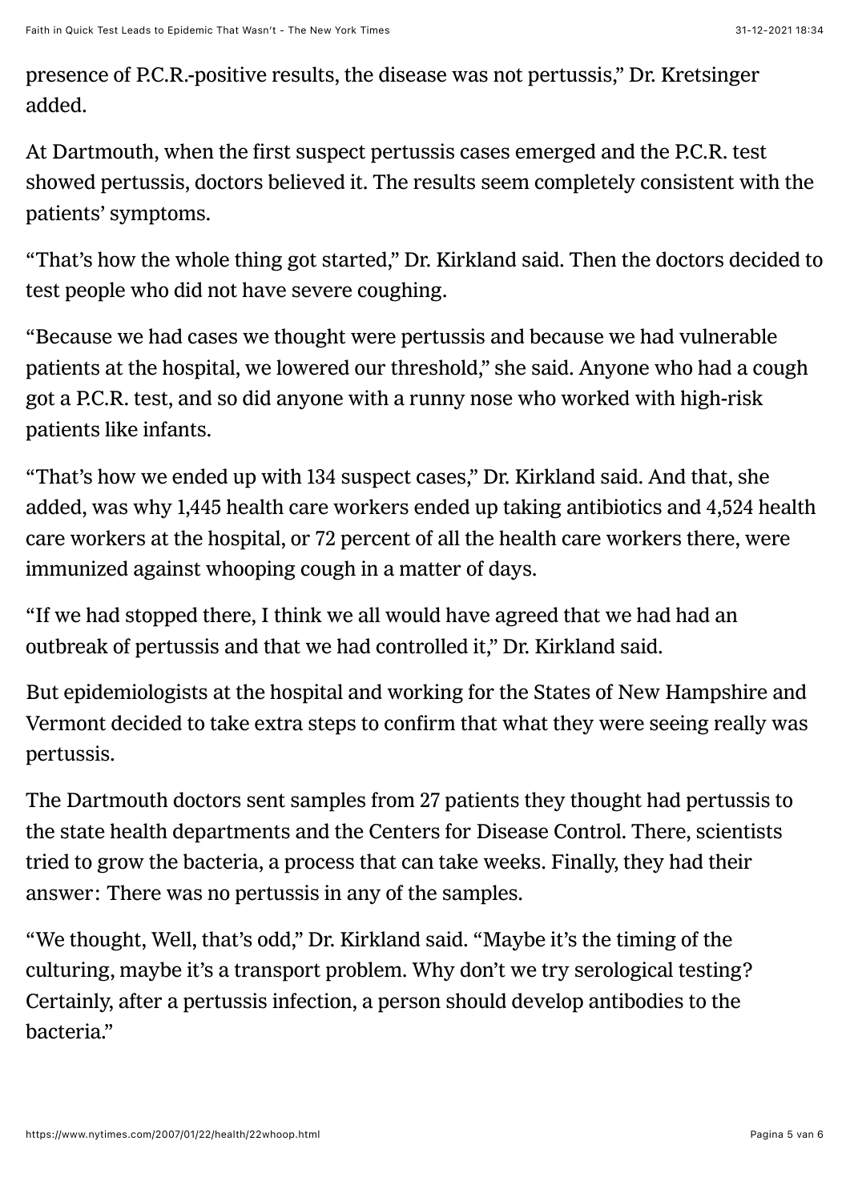presence of P.C.R.-positive results, the disease was not pertussis," Dr. Kretsinger added.

At Dartmouth, when the first suspect pertussis cases emerged and the P.C.R. test showed pertussis, doctors believed it. The results seem completely consistent with the patients' symptoms.

"That's how the whole thing got started," Dr. Kirkland said. Then the doctors decided to test people who did not have severe coughing.

"Because we had cases we thought were pertussis and because we had vulnerable patients at the hospital, we lowered our threshold," she said. Anyone who had a cough got a P.C.R. test, and so did anyone with a runny nose who worked with high-risk patients like infants.

"That's how we ended up with 134 suspect cases," Dr. Kirkland said. And that, she added, was why 1,445 health care workers ended up taking antibiotics and 4,524 health care workers at the hospital, or 72 percent of all the health care workers there, were immunized against whooping cough in a matter of days.

"If we had stopped there, I think we all would have agreed that we had had an outbreak of pertussis and that we had controlled it," Dr. Kirkland said.

But epidemiologists at the hospital and working for the States of New Hampshire and Vermont decided to take extra steps to confirm that what they were seeing really was pertussis.

The Dartmouth doctors sent samples from 27 patients they thought had pertussis to the state health departments and the Centers for Disease Control. There, scientists tried to grow the bacteria, a process that can take weeks. Finally, they had their answer: There was no pertussis in any of the samples.

"We thought, Well, that's odd," Dr. Kirkland said. "Maybe it's the timing of the culturing, maybe it's a transport problem. Why don't we try serological testing? Certainly, after a pertussis infection, a person should develop antibodies to the bacteria."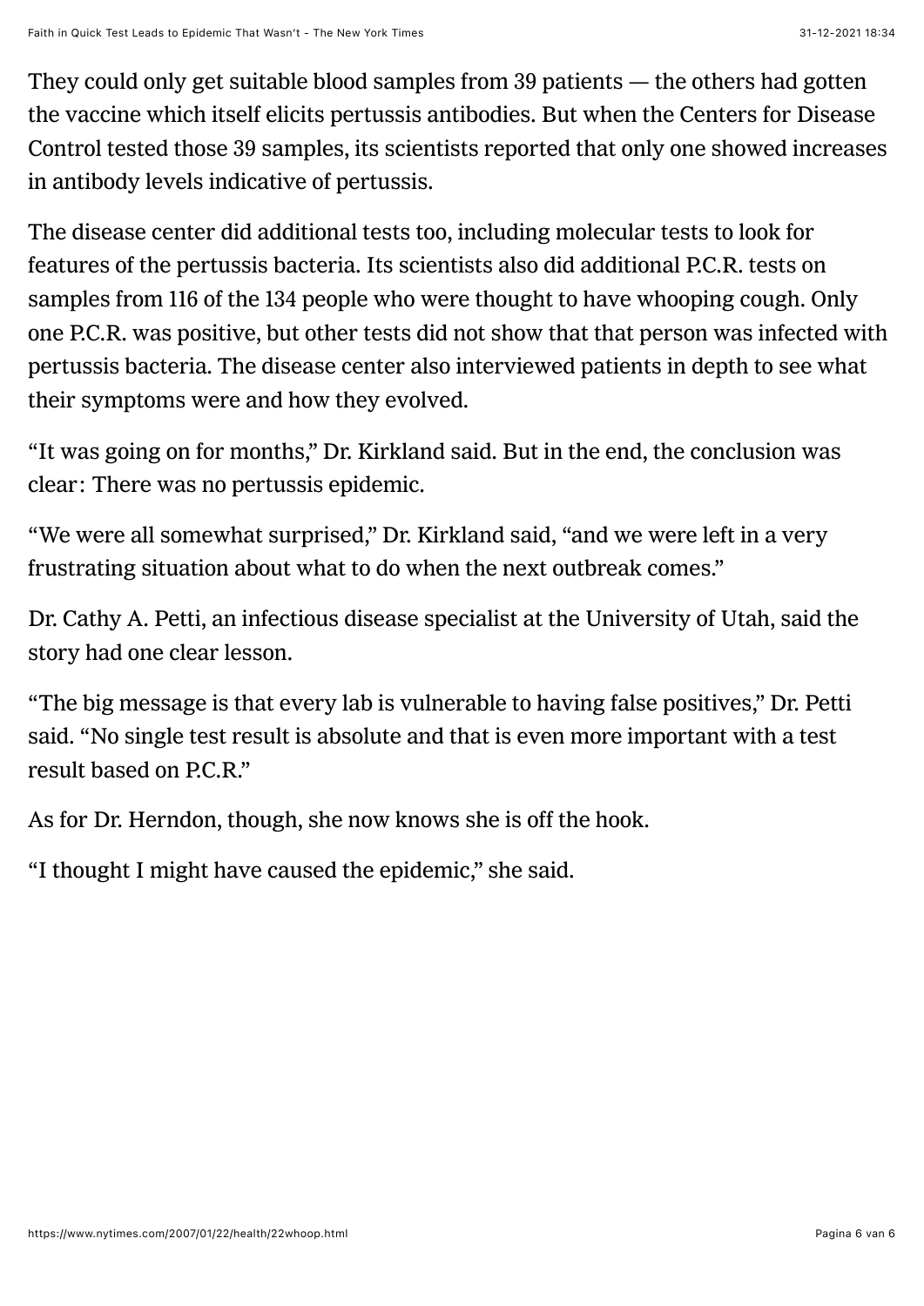They could only get suitable blood samples from 39 patients — the others had gotten the vaccine which itself elicits pertussis antibodies. But when the Centers for Disease Control tested those 39 samples, its scientists reported that only one showed increases in antibody levels indicative of pertussis.

The disease center did additional tests too, including molecular tests to look for features of the pertussis bacteria. Its scientists also did additional P.C.R. tests on samples from 116 of the 134 people who were thought to have whooping cough. Only one P.C.R. was positive, but other tests did not show that that person was infected with pertussis bacteria. The disease center also interviewed patients in depth to see what their symptoms were and how they evolved.

"It was going on for months," Dr. Kirkland said. But in the end, the conclusion was clear: There was no pertussis epidemic.

"We were all somewhat surprised," Dr. Kirkland said, "and we were left in a very frustrating situation about what to do when the next outbreak comes."

Dr. Cathy A. Petti, an infectious disease specialist at the University of Utah, said the story had one clear lesson.

"The big message is that every lab is vulnerable to having false positives," Dr. Petti said. "No single test result is absolute and that is even more important with a test result based on P.C.R."

As for Dr. Herndon, though, she now knows she is off the hook.

"I thought I might have caused the epidemic," she said.